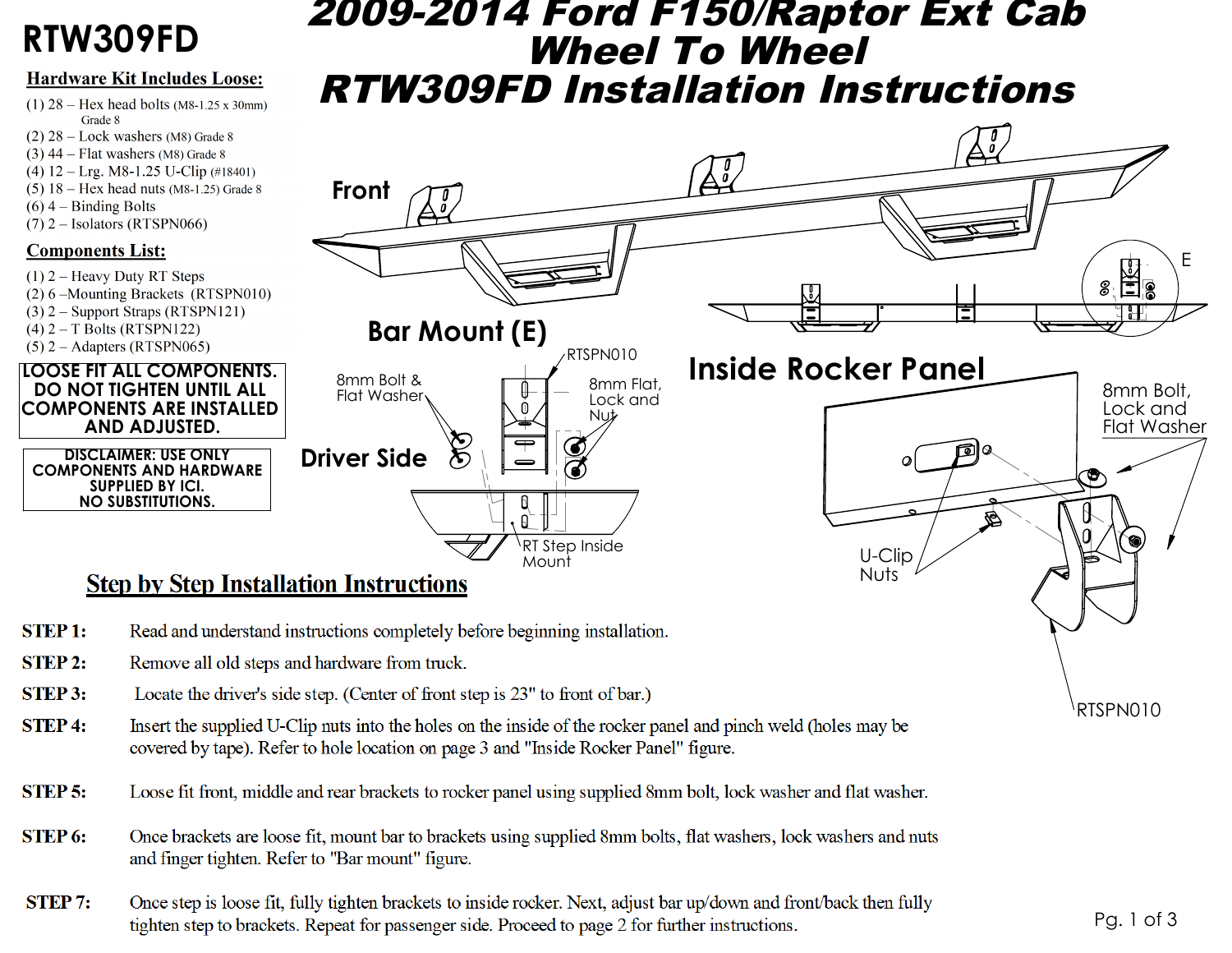# RTW309FD

# 2009-2014 Ford F150/Raptor Ext Cab Wheel To Wheel RTW309FD Installation Instructions

**Hardware Kit Includes Loose:**

(1) 28 – Hex head bolts (M8-1.25 x 30mm) Grade 8
(2) 28 – Lock washers (M8) Grade 8
(3) 44 – Flat washers (M8) Grade 8
(4) 12 – Lrg. M8-1.25 U-Clip (#18401)
(5) 18 – Hex head nuts (M8-1.25) Grade 8
(6) 4 – Binding Bolts
(7) 2 – Isolators (RTSPN066)

**Components List:**

(1) 2 – Heavy Duty RT Steps
(2) 6 –Mounting Brackets (RTSPN010)
(3) 2 – Support Straps (RTSPN121)
(4) 2 – T Bolts (RTSPN122)
(5) 2 – Adapters (RTSPN065)

**LOOSE FIT ALL COMPONENTS. DO NOT TIGHTEN UNTIL ALL COMPONENTS ARE INSTALLED AND ADJUSTED.**

**DISCLAIMER: USE ONLY COMPONENTS AND HARDWARE SUPPLIED BY ICI. NO SUBSTITUTIONS.**

Front

E

Bar Mount (E)

Driver Side

8mm Bolt & Flat Washer

RTSPN010

8mm Flat, Lock and Nut

RT Step Inside Mount

Inside Rocker Panel

U-Clip Nuts

8mm Bolt, Lock and Flat Washer

RTSPN010

## Step by Step Installation Instructions

**STEP 1:** Read and understand instructions completely before beginning installation.

**STEP 2:** Remove all old steps and hardware from truck.

**STEP 3:** Locate the driver's side step. (Center of front step is 23" to front of bar.)

**STEP 4:** Insert the supplied U-Clip nuts into the holes on the inside of the rocker panel and pinch weld (holes may be covered by tape). Refer to hole location on page 3 and "Inside Rocker Panel" figure.

**STEP 5:** Loose fit front, middle and rear brackets to rocker panel using supplied 8mm bolt, lock washer and flat washer.

**STEP 6:** Once brackets are loose fit, mount bar to brackets using supplied 8mm bolts, flat washers, lock washers and nuts and finger tighten. Refer to "Bar mount" figure.

**STEP 7:** Once step is loose fit, fully tighten brackets to inside rocker. Next, adjust bar up/down and front/back then fully tighten step to brackets. Repeat for passenger side. Proceed to page 2 for further instructions.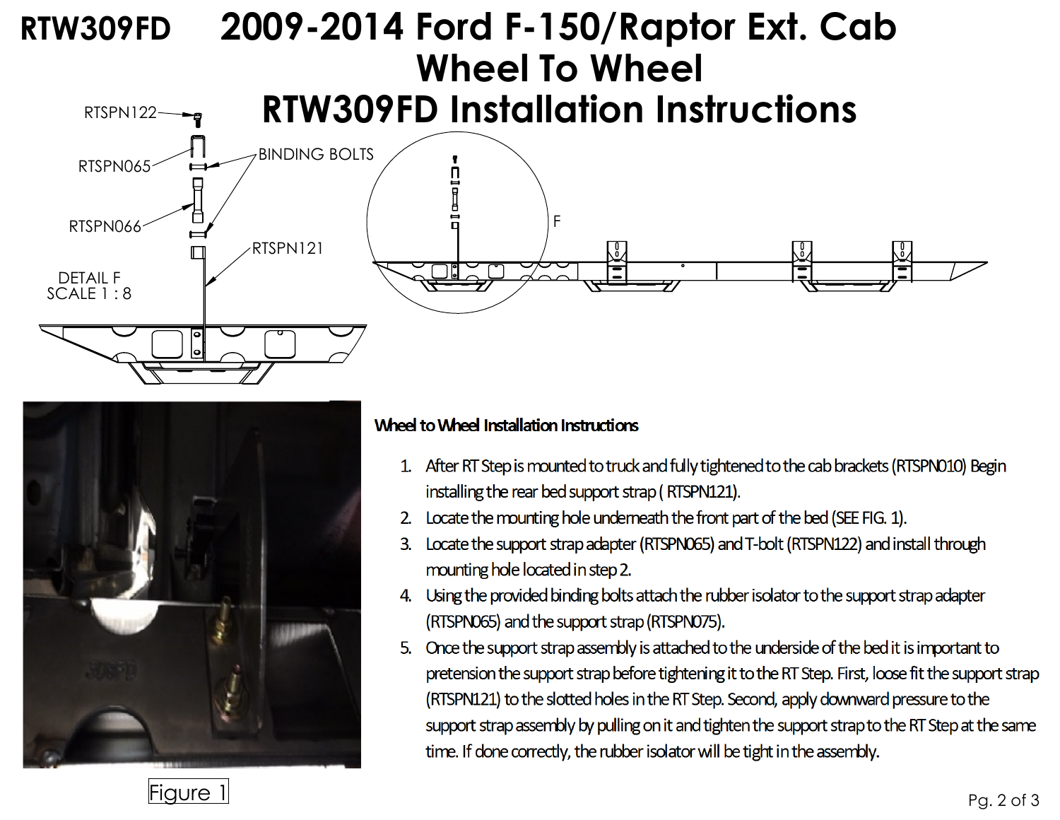# RTW309FD 2009-2014 Ford F-150/Raptor Ext. Cab Wheel To Wheel

# RTW309FD Installation Instructions

RTSPN122

RTSPN065

BINDING BOLTS

RTSPN066

RTSPN121

DETAIL F
SCALE 1 : 8

F

Figure 1

**Wheel to Wheel Installation Instructions**

1. After RT Step is mounted to truck and fully tightened to the cab brackets (RTSPN010) Begin installing the rear bed support strap ( RTSPN121).
2. Locate the mounting hole underneath the front part of the bed (SEE FIG. 1).
3. Locate the support strap adapter (RTSPN065) and T-bolt (RTSPN122) and install through mounting hole located in step 2.
4. Using the provided binding bolts attach the rubber isolator to the support strap adapter (RTSPN065) and the support strap (RTSPN075).
5. Once the support strap assembly is attached to the underside of the bed it is important to pretension the support strap before tightening it to the RT Step. First, loose fit the support strap (RTSPN121) to the slotted holes in the RT Step. Second, apply downward pressure to the support strap assembly by pulling on it and tighten the support strap to the RT Step at the same time. If done correctly, the rubber isolator will be tight in the assembly.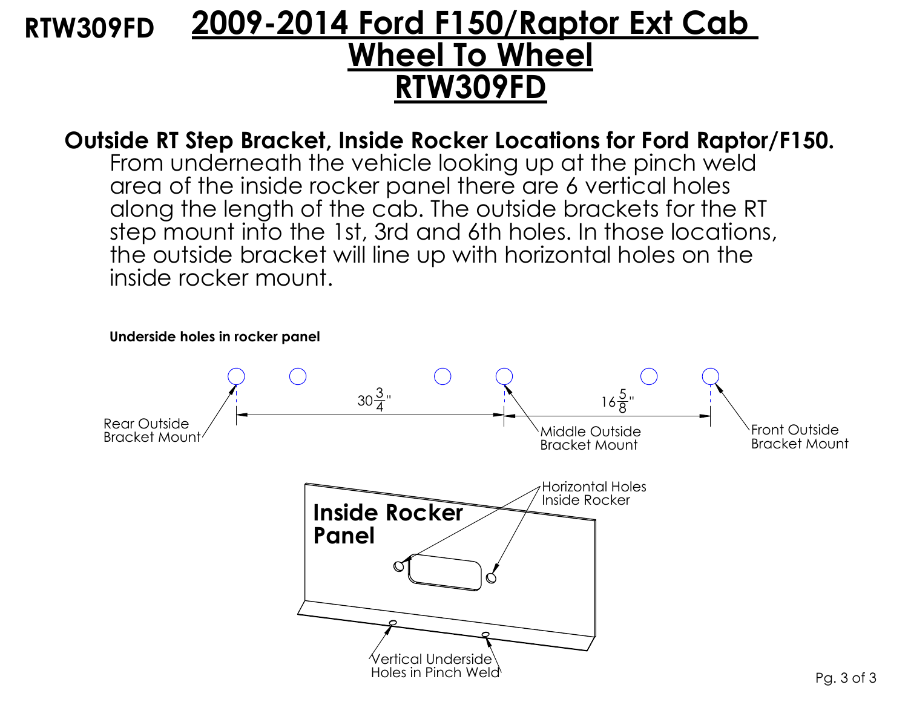RTW309FD

# 2009-2014 Ford F150/Raptor Ext Cab Wheel To Wheel RTW309FD

**Outside RT Step Bracket, Inside Rocker Locations for Ford Raptor/F150.**
From underneath the vehicle looking up at the pinch weld area of the inside rocker panel there are 6 vertical holes along the length of the cab. The outside brackets for the RT step mount into the 1st, 3rd and 6th holes. In those locations, the outside bracket will line up with horizontal holes on the inside rocker mount.

**Underside holes in rocker panel**

$30\frac{3}{4}$"

$16\frac{5}{8}$"

Rear Outside Bracket Mount

Middle Outside Bracket Mount

Front Outside Bracket Mount

Horizontal Holes Inside Rocker

**Inside Rocker Panel**

Vertical Underside Holes in Pinch Weld